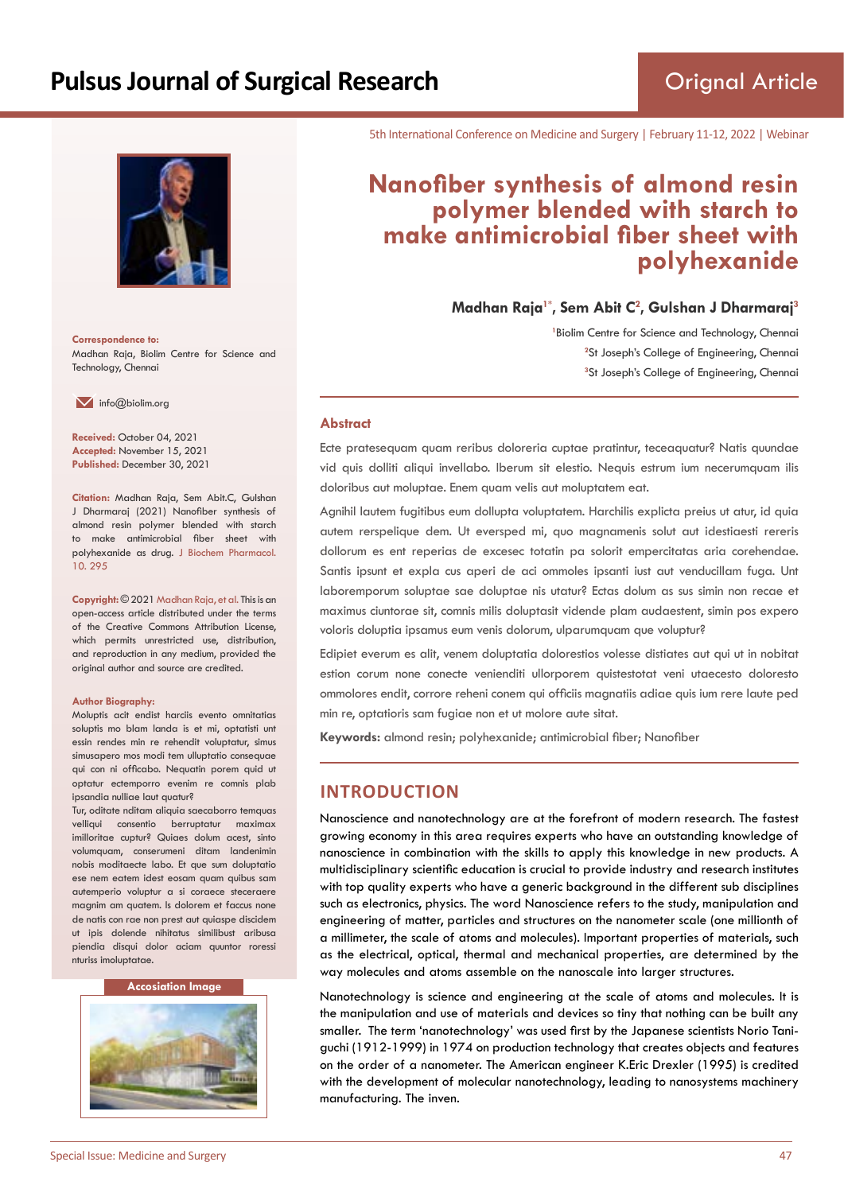Orignal Article

5th International Conference on Medicine and Surgery | February 11-12, 2022 | Webinar

# Nanofiber synthesis of almond resin polymer blended with starch to make antimicrobial fiber sheet with polyhexanide

**Madhan Raja[1*], Sem Abit C[2], Gulshan J Dharmaraj[3]**

[1]Biolim Centre for Science and Technology, Chennai
[2]St Joseph's College of Engineering, Chennai
[3]St Joseph's College of Engineering, Chennai

**Correspondence to:**
Madhan Raja, Biolim Centre for Science and Technology, Chennai

info@biolim.org

**Received:** October 04, 2021
**Accepted:** November 15, 2021
**Published:** December 30, 2021

**Citation:** Madhan Raja, Sem Abit.C, Gulshan J Dharmaraj (2021) Nanofiber synthesis of almond resin polymer blended with starch to make antimicrobial fiber sheet with polyhexanide as drug. J Biochem Pharmacol. 10. 295

**Copyright:** © 2021 Madhan Raja, et al. This is an open-access article distributed under the terms of the Creative Commons Attribution License, which permits unrestricted use, distribution, and reproduction in any medium, provided the original author and source are credited.

**Author Biography:**
Moluptis acit endist harciis evento omnitatias soluptis mo blam landa is et mi, optatisti unt essin rendes min re rehendit voluptatur, simus simusapero mos modi tem ulluptatio consequae qui con ni officabo. Nequatin porem quid ut optatur ectemporro evenim re comnis plab ipsandia nulliae laut quatur?
Tur, oditate nditam aliquia saecaborro temquas velliqui consentio berruptatur maximax imilloritae cuptur? Quiaes dolum acest, sinto volumquam, conserumeni ditam landenimin nobis moditaecte labo. Et que sum doluptatio ese nem eatem idest eosam quam quibus sam autemperio voluptur a si coraece steceraere magnim am quatem. Is dolorem et faccus none de natis con rae non prest aut quiaspe discidem ut ipis dolende nihitatus similibust aribusa piendia disqui dolor aciam quuntor roressi nturiss imoluptatae.

**Accosiation Image**

## Abstract

Ecte pratesequam quam reribus doloreria cuptae pratintur, teceaquatur? Natis quundae vid quis dolliti aliqui invellabo. Iberum sit elestio. Nequis estrum ium necerumquam ilis doloribus aut moluptae. Enem quam velis aut moluptatem eat.

Agnihil lautem fugitibus eum dollupta voluptatem. Harchilis explicta preius ut atur, id quia autem rerspelique dem. Ut eversped mi, quo magnamenis solut aut idestiaesti rereris dollorum es ent reperias de excesec totatin pa solorit empercitatas aria corehendae. Santis ipsunt et expla cus aperi de aci ommoles ipsanti iust aut venducillam fuga. Unt laboremporum soluptae sae doluptae nis utatur? Ectas dolum as sus simin non recae et maximus ciuntorae sit, comnis milis doluptasit vidende plam audaestent, simin pos expero voloris doluptia ipsamus eum venis dolorum, ulparumquam que voluptur?

Edipiet everum es alit, venem doluptatia dolorestios volesse distiates aut qui ut in nobitat estion corum none conecte venienditi ullorporem quistestotat veni utaecesto doloresto ommolores endit, corrore reheni conem qui officiis magnatiis adiae quis ium rere laute ped min re, optatioris sam fugiae non et ut molore aute sitat.

**Keywords:** almond resin; polyhexanide; antimicrobial fiber; Nanofiber

## INTRODUCTION

Nanoscience and nanotechnology are at the forefront of modern research. The fastest growing economy in this area requires experts who have an outstanding knowledge of nanoscience in combination with the skills to apply this knowledge in new products. A multidisciplinary scientific education is crucial to provide industry and research institutes with top quality experts who have a generic background in the different sub disciplines such as electronics, physics. The word Nanoscience refers to the study, manipulation and engineering of matter, particles and structures on the nanometer scale (one millionth of a millimeter, the scale of atoms and molecules). Important properties of materials, such as the electrical, optical, thermal and mechanical properties, are determined by the way molecules and atoms assemble on the nanoscale into larger structures.

Nanotechnology is science and engineering at the scale of atoms and molecules. It is the manipulation and use of materials and devices so tiny that nothing can be built any smaller. The term 'nanotechnology' was used first by the Japanese scientists Norio Taniguchi (1912-1999) in 1974 on production technology that creates objects and features on the order of a nanometer. The American engineer K.Eric Drexler (1995) is credited with the development of molecular nanotechnology, leading to nanosystems machinery manufacturing. The inven.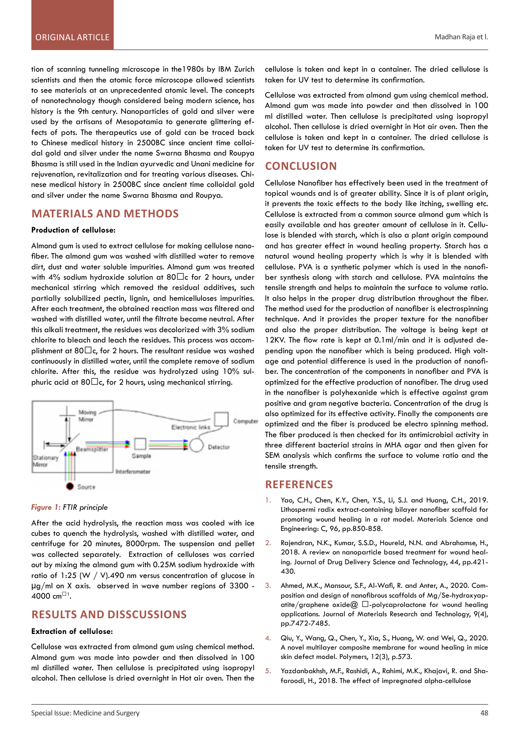tion of scanning tunneling microscope in the1980s by IBM Zurich scientists and then the atomic force microscope allowed scientists to see materials at an unprecedented atomic level. The concepts of nanotechnology though considered being modern science, has history is the 9th century. Nanoparticles of gold and silver were used by the artisans of Mesopotamia to generate glittering effects of pots. The therapeutics use of gold can be traced back to Chinese medical history in 2500BC since ancient time colloidal gold and silver under the name Swarna Bhasma and Roupya Bhasma is still used in the Indian ayurvedic and Unani medicine for rejuvenation, revitalization and for treating various diseases. Chinese medical history in 2500BC since ancient time colloidal gold and silver under the name Swarna Bhasma and Roupya.

## MATERIALS AND METHODS

**Production of cellulose:**

Almond gum is used to extract cellulose for making cellulose nanofiber. The almond gum was washed with distilled water to remove dirt, dust and water soluble impurities. Almond gum was treated with 4% sodium hydroxide solution at 80□c for 2 hours, under mechanical stirring which removed the residual additives, such partially solubilized pectin, lignin, and hemicelluloses impurities. After each treatment, the obtained reaction mass was filtered and washed with distilled water, until the filtrate became neutral. After this alkali treatment, the residues was decolorized with 3% sodium chlorite to bleach and leach the residues. This process was accomplishment at 80□c, for 2 hours. The resultant residue was washed continuously in distilled water, until the complete remove of sodium chlorite. After this, the residue was hydrolyzed using 10% sulphuric acid at 80□c, for 2 hours, using mechanical stirring.

Moving Mirror

Stationary Mirror

Beamsplitter

Source

Sample

Interferometer

Electronic links

Computer

Detector

*Figure 1: FTIR principle*

After the acid hydrolysis, the reaction mass was cooled with ice cubes to quench the hydrolysis, washed with distilled water, and centrifuge for 20 minutes, 8000rpm. The suspension and pellet was collected separately. Extraction of celluloses was carried out by mixing the almond gum with 0.25M sodium hydroxide with ratio of 1:25 (W / V).490 nm versus concentration of glucose in μg/ml on X axis. observed in wave number regions of 3300 - 4000 cm$^{□1}$.

## RESULTS AND DISSCUSSIONS

**Extraction of cellulose:**

Cellulose was extracted from almond gum using chemical method. Almond gum was made into powder and then dissolved in 100 ml distilled water. Then cellulose is precipitated using isopropyl alcohol. Then cellulose is dried overnight in Hot air oven. Then the cellulose is taken and kept in a container. The dried cellulose is taken for UV test to determine its confirmation.

Cellulose was extracted from almond gum using chemical method. Almond gum was made into powder and then dissolved in 100 ml distilled water. Then cellulose is precipitated using isopropyl alcohol. Then cellulose is dried overnight in Hot air oven. Then the cellulose is taken and kept in a container. The dried cellulose is taken for UV test to determine its confirmation.

## CONCLUSION

Cellulose Nanofiber has effectively been used in the treatment of topical wounds and is of greater ability. Since it is of plant origin, it prevents the toxic effects to the body like itching, swelling etc. Cellulose is extracted from a common source almond gum which is easily available and has greater amount of cellulose in it. Cellulose is blended with starch, which is also a plant origin compound and has greater effect in wound healing property. Starch has a natural wound healing property which is why it is blended with cellulose. PVA is a synthetic polymer which is used in the nanofiber synthesis along with starch and cellulose. PVA maintains the tensile strength and helps to maintain the surface to volume ratio. It also helps in the proper drug distribution throughout the fiber. The method used for the production of nanofiber is electrospinning technique. And it provides the proper texture for the nanofiber and also the proper distribution. The voltage is being kept at 12KV. The flow rate is kept at 0.1ml/min and it is adjusted depending upon the nanofiber which is being produced. High voltage and potential difference is used in the production of nanofiber. The concentration of the components in nanofiber and PVA is optimized for the effective production of nanofiber. The drug used in the nanofiber is polyhexanide which is effective against gram positive and gram negative bacteria. Concentration of the drug is also optimized for its effective activity. Finally the components are optimized and the fiber is produced be electro spinning method. The fiber produced is then checked for its antimicrobial activity in three different bacterial strains in MHA agar and then given for SEM analysis which confirms the surface to volume ratio and the tensile strength.

## REFERENCES

1. Yao, C.H., Chen, K.Y., Chen, Y.S., Li, S.J. and Huang, C.H., 2019. Lithospermi radix extract-containing bilayer nanofiber scaffold for promoting wound healing in a rat model. Materials Science and Engineering: C, 96, pp.850-858.
2. Rajendran, N.K., Kumar, S.S.D., Houreld, N.N. and Abrahamse, H., 2018. A review on nanoparticle based treatment for wound healing. Journal of Drug Delivery Science and Technology, 44, pp.421-430.
3. Ahmed, M.K., Mansour, S.F., Al-Wafi, R. and Anter, A., 2020. Composition and design of nanofibrous scaffolds of Mg/Se-hydroxyapatite/graphene oxide@ □-polycaprolactone for wound healing applications. Journal of Materials Research and Technology, 9(4), pp.7472-7485.
4. Qiu, Y., Wang, Q., Chen, Y., Xia, S., Huang, W. and Wei, Q., 2020. A novel multilayer composite membrane for wound healing in mice skin defect model. Polymers, 12(3), p.573.
5. Yazdanbakhsh, M.F., Rashidi, A., Rahimi, M.K., Khajavi, R. and Shafaroodi, H., 2018. The effect of impregnated alpha-cellulose